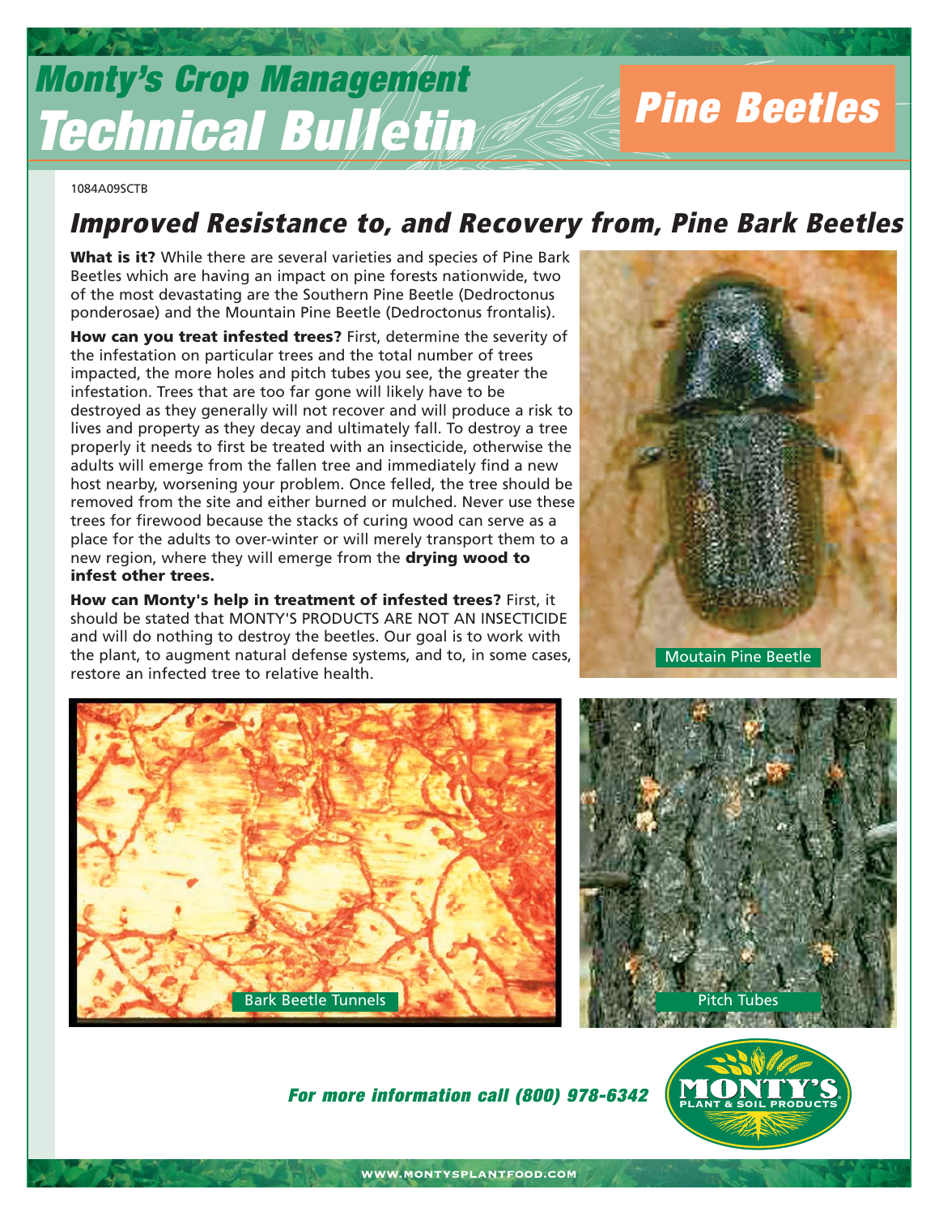# Monty's Crop Management Technical Bulletin

## Pine Beetles

1084A09SCTB

## Improved Resistance to, and Recovery from, Pine Bark Beetles

**What is it?** While there are several varieties and species of Pine Bark Beetles which are having an impact on pine forests nationwide, two of the most devastating are the Southern Pine Beetle (Dedroctonus ponderosae) and the Mountain Pine Beetle (Dedroctonus frontalis).

**How can you treat infested trees?** First, determine the severity of the infestation on particular trees and the total number of trees impacted, the more holes and pitch tubes you see, the greater the infestation. Trees that are too far gone will likely have to be destroyed as they generally will not recover and will produce a risk to lives and property as they decay and ultimately fall. To destroy a tree properly it needs to first be treated with an insecticide, otherwise the adults will emerge from the fallen tree and immediately find a new host nearby, worsening your problem. Once felled, the tree should be removed from the site and either burned or mulched. Never use these trees for firewood because the stacks of curing wood can serve as a place for the adults to over-winter or will merely transport them to a new region, where they will emerge from the **drying wood to infest other trees.**

**How can Monty's help in treatment of infested trees?** First, it should be stated that MONTY'S PRODUCTS ARE NOT AN INSECTICIDE and will do nothing to destroy the beetles. Our goal is to work with the plant, to augment natural defense systems, and to, in some cases, restore an infected tree to relative health.

Moutain Pine Beetle

Bark Beetle Tunnels

Pitch Tubes

*For more information call (800) 978-6342*

MONTY'S PLANT & SOIL PRODUCTS

WWW.MONTYSPLANTFOOD.COM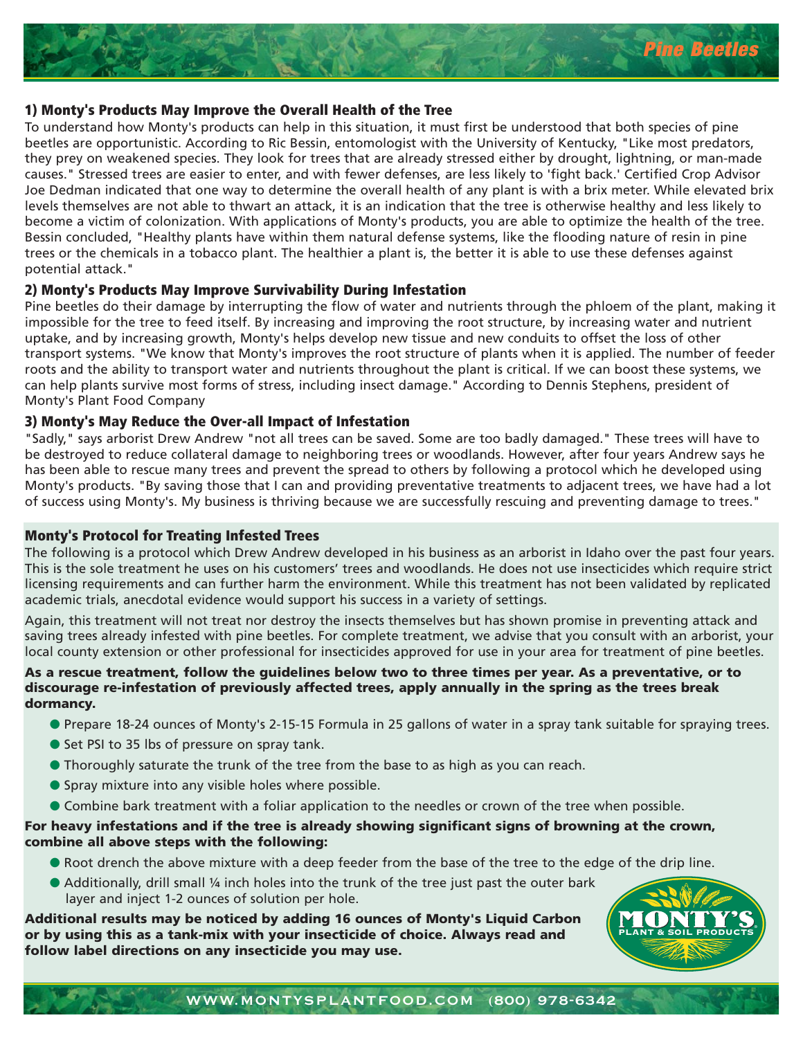## 1) Monty's Products May Improve the Overall Health of the Tree

To understand how Monty's products can help in this situation, it must first be understood that both species of pine beetles are opportunistic. According to Ric Bessin, entomologist with the University of Kentucky, "Like most predators, they prey on weakened species. They look for trees that are already stressed either by drought, lightning, or man-made causes." Stressed trees are easier to enter, and with fewer defenses, are less likely to 'fight back.' Certified Crop Advisor Joe Dedman indicated that one way to determine the overall health of any plant is with a brix meter. While elevated brix levels themselves are not able to thwart an attack, it is an indication that the tree is otherwise healthy and less likely to become a victim of colonization. With applications of Monty's products, you are able to optimize the health of the tree. Bessin concluded, "Healthy plants have within them natural defense systems, like the flooding nature of resin in pine trees or the chemicals in a tobacco plant. The healthier a plant is, the better it is able to use these defenses against potential attack."

## 2) Monty's Products May Improve Survivability During Infestation

Pine beetles do their damage by interrupting the flow of water and nutrients through the phloem of the plant, making it impossible for the tree to feed itself. By increasing and improving the root structure, by increasing water and nutrient uptake, and by increasing growth, Monty's helps develop new tissue and new conduits to offset the loss of other transport systems. "We know that Monty's improves the root structure of plants when it is applied. The number of feeder roots and the ability to transport water and nutrients throughout the plant is critical. If we can boost these systems, we can help plants survive most forms of stress, including insect damage." According to Dennis Stephens, president of Monty's Plant Food Company

## 3) Monty's May Reduce the Over-all Impact of Infestation

"Sadly," says arborist Drew Andrew "not all trees can be saved. Some are too badly damaged." These trees will have to be destroyed to reduce collateral damage to neighboring trees or woodlands. However, after four years Andrew says he has been able to rescue many trees and prevent the spread to others by following a protocol which he developed using Monty's products. "By saving those that I can and providing preventative treatments to adjacent trees, we have had a lot of success using Monty's. My business is thriving because we are successfully rescuing and preventing damage to trees."

## Monty's Protocol for Treating Infested Trees

The following is a protocol which Drew Andrew developed in his business as an arborist in Idaho over the past four years. This is the sole treatment he uses on his customers' trees and woodlands. He does not use insecticides which require strict licensing requirements and can further harm the environment. While this treatment has not been validated by replicated academic trials, anecdotal evidence would support his success in a variety of settings.

Again, this treatment will not treat nor destroy the insects themselves but has shown promise in preventing attack and saving trees already infested with pine beetles. For complete treatment, we advise that you consult with an arborist, your local county extension or other professional for insecticides approved for use in your area for treatment of pine beetles.

**As a rescue treatment, follow the guidelines below two to three times per year. As a preventative, or to discourage re-infestation of previously affected trees, apply annually in the spring as the trees break dormancy.**

- Prepare 18-24 ounces of Monty's 2-15-15 Formula in 25 gallons of water in a spray tank suitable for spraying trees.
- Set PSI to 35 lbs of pressure on spray tank.
- Thoroughly saturate the trunk of the tree from the base to as high as you can reach.
- Spray mixture into any visible holes where possible.
- Combine bark treatment with a foliar application to the needles or crown of the tree when possible.

**For heavy infestations and if the tree is already showing significant signs of browning at the crown, combine all above steps with the following:**

- Root drench the above mixture with a deep feeder from the base of the tree to the edge of the drip line.
- Additionally, drill small ¼ inch holes into the trunk of the tree just past the outer bark layer and inject 1-2 ounces of solution per hole.

**Additional results may be noticed by adding 16 ounces of Monty's Liquid Carbon or by using this as a tank-mix with your insecticide of choice. Always read and follow label directions on any insecticide you may use.**

MONTY'S PLANT & SOIL PRODUCTS

WWW.MONTYSPLANTFOOD.COM (800) 978-6342